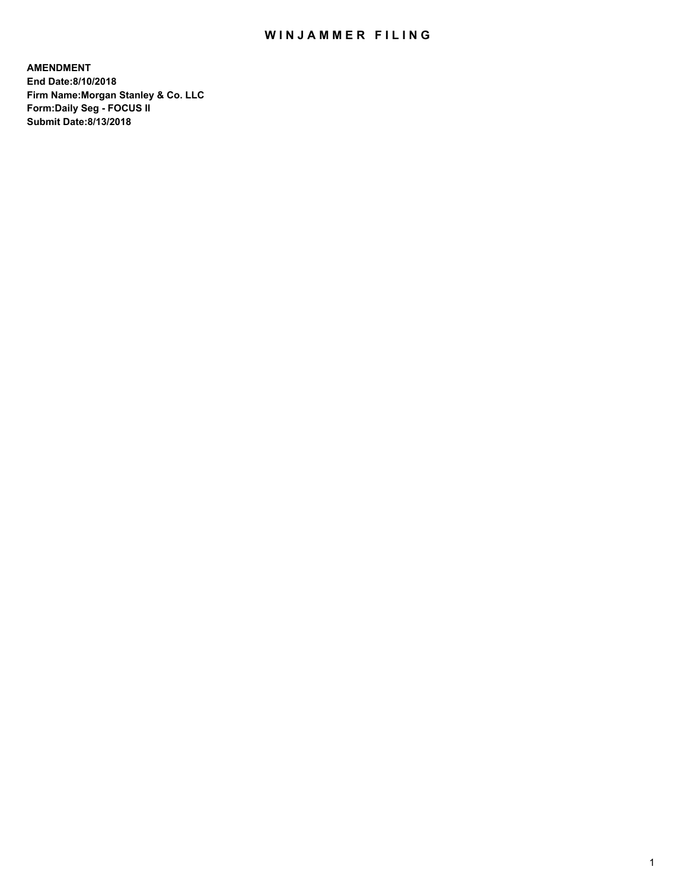# WINJAMMER FILING

**AMENDMENT**
**End Date:8/10/2018**
**Firm Name:Morgan Stanley & Co. LLC**
**Form:Daily Seg - FOCUS II**
**Submit Date:8/13/2018**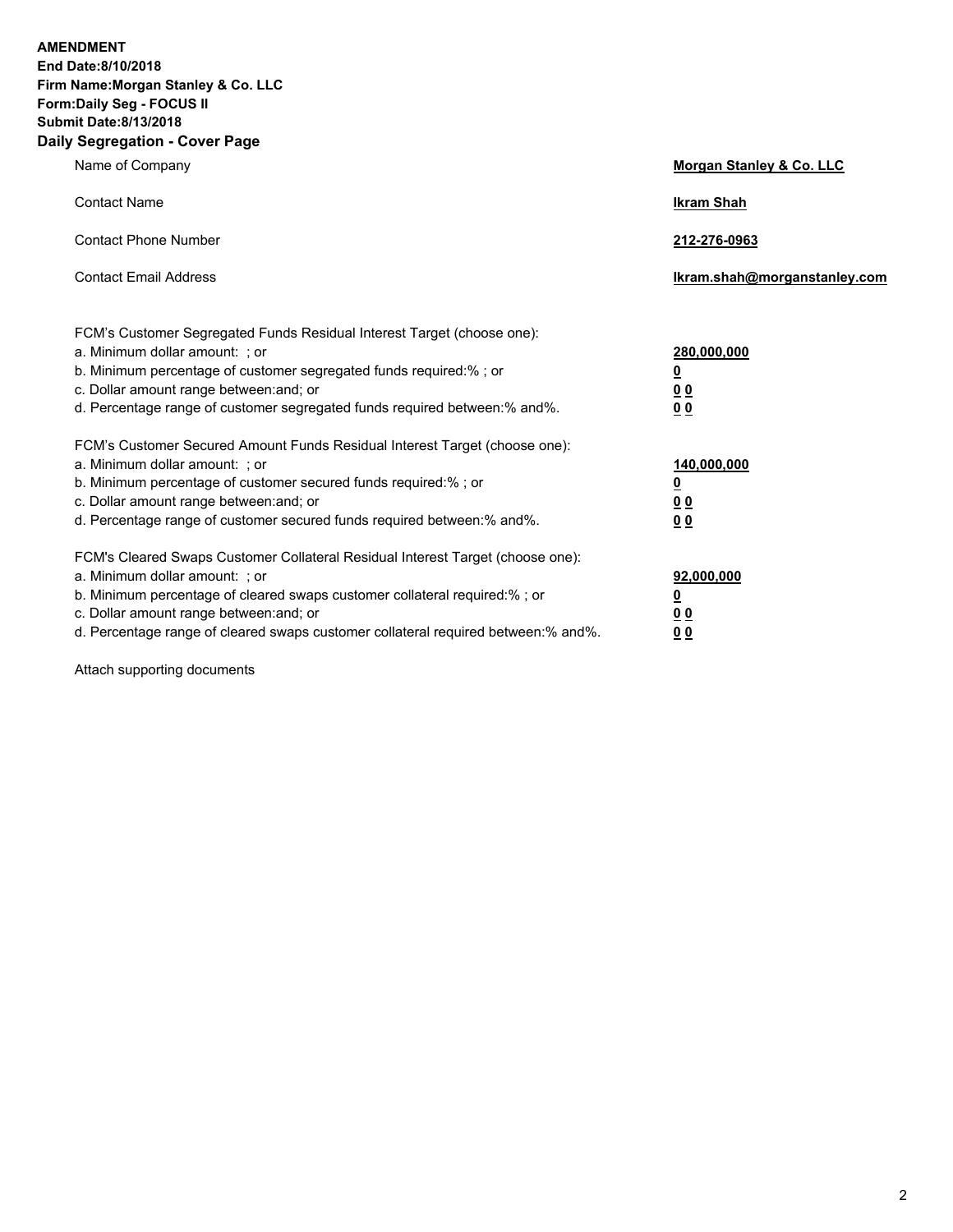**AMENDMENT**
**End Date:8/10/2018**
**Firm Name:Morgan Stanley & Co. LLC**
**Form:Daily Seg - FOCUS II**
**Submit Date:8/13/2018**

## Daily Segregation - Cover Page

| | |
|---|---|
| Name of Company | **Morgan Stanley & Co. LLC** |
| Contact Name | **Ikram Shah** |
| Contact Phone Number | **212-276-0963** |
| Contact Email Address | **Ikram.shah@morganstanley.com** |

| | |
|---|---|
| FCM's Customer Segregated Funds Residual Interest Target (choose one): | |
| a. Minimum dollar amount: ; or | **280,000,000** |
| b. Minimum percentage of customer segregated funds required:% ; or | **0** |
| c. Dollar amount range between:and; or | **0 0** |
| d. Percentage range of customer segregated funds required between:% and%. | **0 0** |
| FCM's Customer Secured Amount Funds Residual Interest Target (choose one): | |
| a. Minimum dollar amount: ; or | **140,000,000** |
| b. Minimum percentage of customer secured funds required:% ; or | **0** |
| c. Dollar amount range between:and; or | **0 0** |
| d. Percentage range of customer secured funds required between:% and%. | **0 0** |
| FCM's Cleared Swaps Customer Collateral Residual Interest Target (choose one): | |
| a. Minimum dollar amount: ; or | **92,000,000** |
| b. Minimum percentage of cleared swaps customer collateral required:% ; or | **0** |
| c. Dollar amount range between:and; or | **0 0** |
| d. Percentage range of cleared swaps customer collateral required between:% and%. | **0 0** |

Attach supporting documents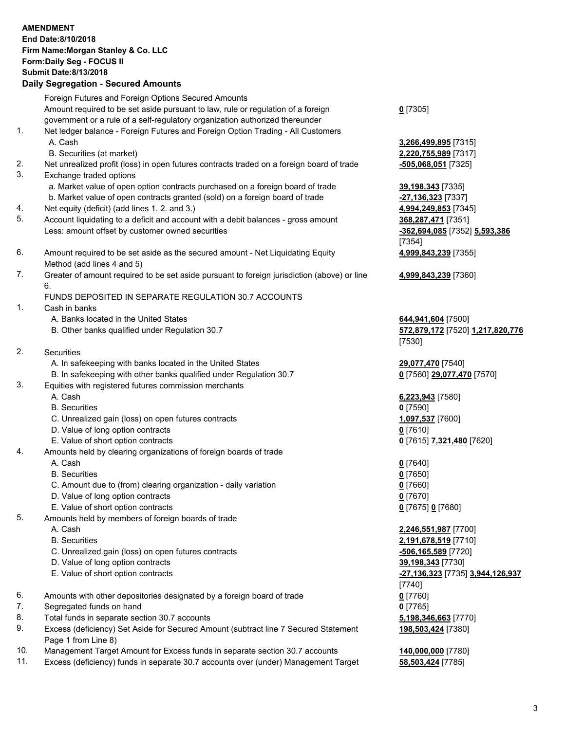**AMENDMENT**
**End Date:8/10/2018**
**Firm Name:Morgan Stanley & Co. LLC**
**Form:Daily Seg - FOCUS II**
**Submit Date:8/13/2018**
**Daily Segregation - Secured Amounts**

| | | |
|---|---|---|
| | Foreign Futures and Foreign Options Secured Amounts | |
| | Amount required to be set aside pursuant to law, rule or regulation of a foreign government or a rule of a self-regulatory organization authorized thereunder | **0** [7305] |
| 1. | Net ledger balance - Foreign Futures and Foreign Option Trading - All Customers | |
| | A. Cash | **3,266,499,895** [7315] |
| | B. Securities (at market) | **2,220,755,989** [7317] |
| 2. | Net unrealized profit (loss) in open futures contracts traded on a foreign board of trade | **-505,068,051** [7325] |
| 3. | Exchange traded options | |
| | a. Market value of open option contracts purchased on a foreign board of trade | **39,198,343** [7335] |
| | b. Market value of open contracts granted (sold) on a foreign board of trade | **-27,136,323** [7337] |
| 4. | Net equity (deficit) (add lines 1. 2. and 3.) | **4,994,249,853** [7345] |
| 5. | Account liquidating to a deficit and account with a debit balances - gross amount | **368,287,471** [7351] |
| | Less: amount offset by customer owned securities | **-362,694,085** [7352] **5,593,386** [7354] |
| 6. | Amount required to be set aside as the secured amount - Net Liquidating Equity Method (add lines 4 and 5) | **4,999,843,239** [7355] |
| 7. | Greater of amount required to be set aside pursuant to foreign jurisdiction (above) or line 6. | **4,999,843,239** [7360] |
| | FUNDS DEPOSITED IN SEPARATE REGULATION 30.7 ACCOUNTS | |
| 1. | Cash in banks | |
| | A. Banks located in the United States | **644,941,604** [7500] |
| | B. Other banks qualified under Regulation 30.7 | **572,879,172** [7520] **1,217,820,776** [7530] |
| 2. | Securities | |
| | A. In safekeeping with banks located in the United States | **29,077,470** [7540] |
| | B. In safekeeping with other banks qualified under Regulation 30.7 | **0** [7560] **29,077,470** [7570] |
| 3. | Equities with registered futures commission merchants | |
| | A. Cash | **6,223,943** [7580] |
| | B. Securities | **0** [7590] |
| | C. Unrealized gain (loss) on open futures contracts | **1,097,537** [7600] |
| | D. Value of long option contracts | **0** [7610] |
| | E. Value of short option contracts | **0** [7615] **7,321,480** [7620] |
| 4. | Amounts held by clearing organizations of foreign boards of trade | |
| | A. Cash | **0** [7640] |
| | B. Securities | **0** [7650] |
| | C. Amount due to (from) clearing organization - daily variation | **0** [7660] |
| | D. Value of long option contracts | **0** [7670] |
| | E. Value of short option contracts | **0** [7675] **0** [7680] |
| 5. | Amounts held by members of foreign boards of trade | |
| | A. Cash | **2,246,551,987** [7700] |
| | B. Securities | **2,191,678,519** [7710] |
| | C. Unrealized gain (loss) on open futures contracts | **-506,165,589** [7720] |
| | D. Value of long option contracts | **39,198,343** [7730] |
| | E. Value of short option contracts | **-27,136,323** [7735] **3,944,126,937** [7740] |
| 6. | Amounts with other depositories designated by a foreign board of trade | **0** [7760] |
| 7. | Segregated funds on hand | **0** [7765] |
| 8. | Total funds in separate section 30.7 accounts | **5,198,346,663** [7770] |
| 9. | Excess (deficiency) Set Aside for Secured Amount (subtract line 7 Secured Statement Page 1 from Line 8) | **198,503,424** [7380] |
| 10. | Management Target Amount for Excess funds in separate section 30.7 accounts | **140,000,000** [7780] |
| 11. | Excess (deficiency) funds in separate 30.7 accounts over (under) Management Target | **58,503,424** [7785] |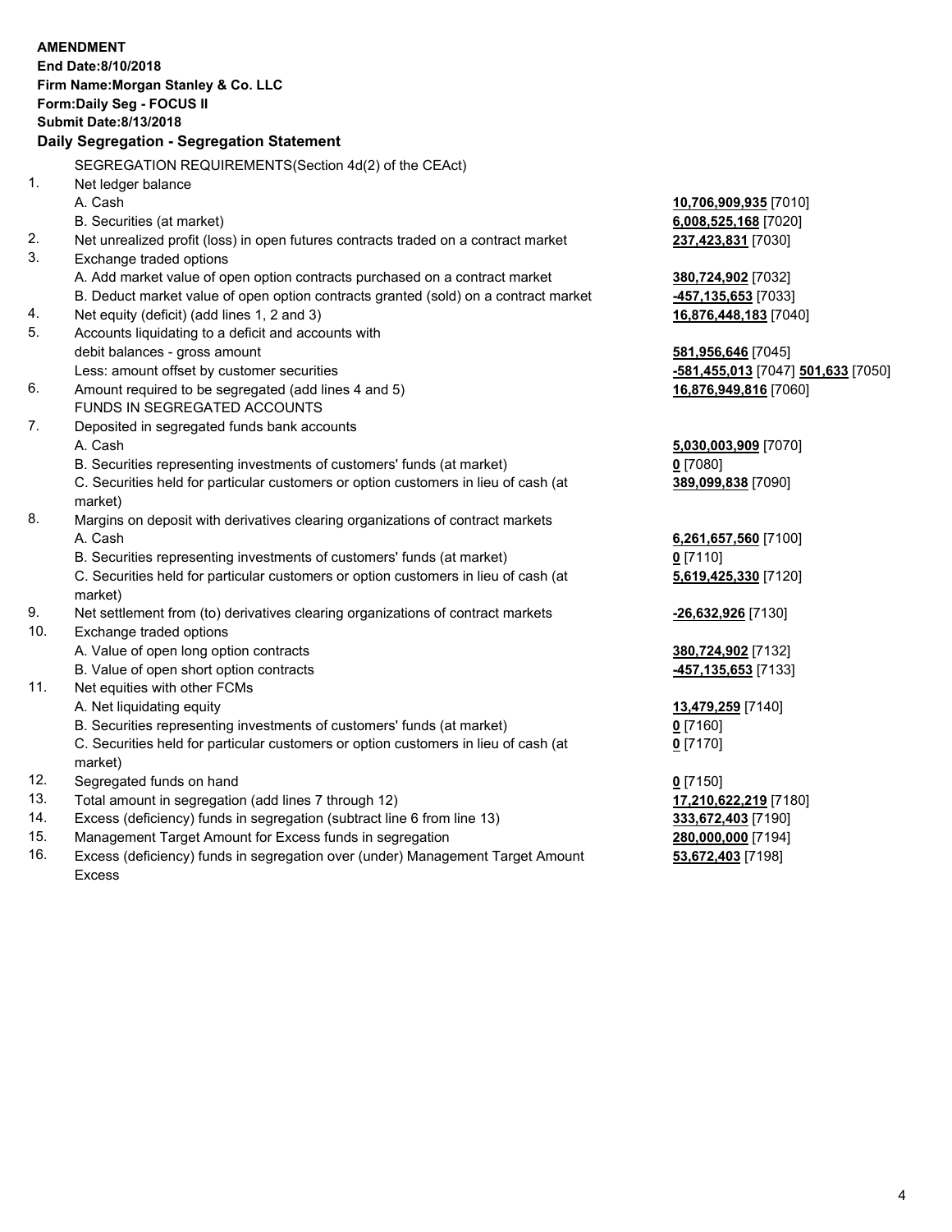**AMENDMENT**
**End Date:8/10/2018**
**Firm Name:Morgan Stanley & Co. LLC**
**Form:Daily Seg - FOCUS II**
**Submit Date:8/13/2018**

## Daily Segregation - Segregation Statement

| | | |
|---|---|---|
| | SEGREGATION REQUIREMENTS(Section 4d(2) of the CEAct) | |
| 1. | Net ledger balance | |
| | A. Cash | **10,706,909,935** [7010] |
| | B. Securities (at market) | **6,008,525,168** [7020] |
| 2. | Net unrealized profit (loss) in open futures contracts traded on a contract market | **237,423,831** [7030] |
| 3. | Exchange traded options | |
| | A. Add market value of open option contracts purchased on a contract market | **380,724,902** [7032] |
| | B. Deduct market value of open option contracts granted (sold) on a contract market | **-457,135,653** [7033] |
| 4. | Net equity (deficit) (add lines 1, 2 and 3) | **16,876,448,183** [7040] |
| 5. | Accounts liquidating to a deficit and accounts with debit balances - gross amount | **581,956,646** [7045] |
| | Less: amount offset by customer securities | **-581,455,013** [7047] **501,633** [7050] |
| 6. | Amount required to be segregated (add lines 4 and 5) | **16,876,949,816** [7060] |
| | FUNDS IN SEGREGATED ACCOUNTS | |
| 7. | Deposited in segregated funds bank accounts | |
| | A. Cash | **5,030,003,909** [7070] |
| | B. Securities representing investments of customers' funds (at market) | **0** [7080] |
| | C. Securities held for particular customers or option customers in lieu of cash (at market) | **389,099,838** [7090] |
| 8. | Margins on deposit with derivatives clearing organizations of contract markets | |
| | A. Cash | **6,261,657,560** [7100] |
| | B. Securities representing investments of customers' funds (at market) | **0** [7110] |
| | C. Securities held for particular customers or option customers in lieu of cash (at market) | **5,619,425,330** [7120] |
| 9. | Net settlement from (to) derivatives clearing organizations of contract markets | **-26,632,926** [7130] |
| 10. | Exchange traded options | |
| | A. Value of open long option contracts | **380,724,902** [7132] |
| | B. Value of open short option contracts | **-457,135,653** [7133] |
| 11. | Net equities with other FCMs | |
| | A. Net liquidating equity | **13,479,259** [7140] |
| | B. Securities representing investments of customers' funds (at market) | **0** [7160] |
| | C. Securities held for particular customers or option customers in lieu of cash (at market) | **0** [7170] |
| 12. | Segregated funds on hand | **0** [7150] |
| 13. | Total amount in segregation (add lines 7 through 12) | **17,210,622,219** [7180] |
| 14. | Excess (deficiency) funds in segregation (subtract line 6 from line 13) | **333,672,403** [7190] |
| 15. | Management Target Amount for Excess funds in segregation | **280,000,000** [7194] |
| 16. | Excess (deficiency) funds in segregation over (under) Management Target Amount Excess | **53,672,403** [7198] |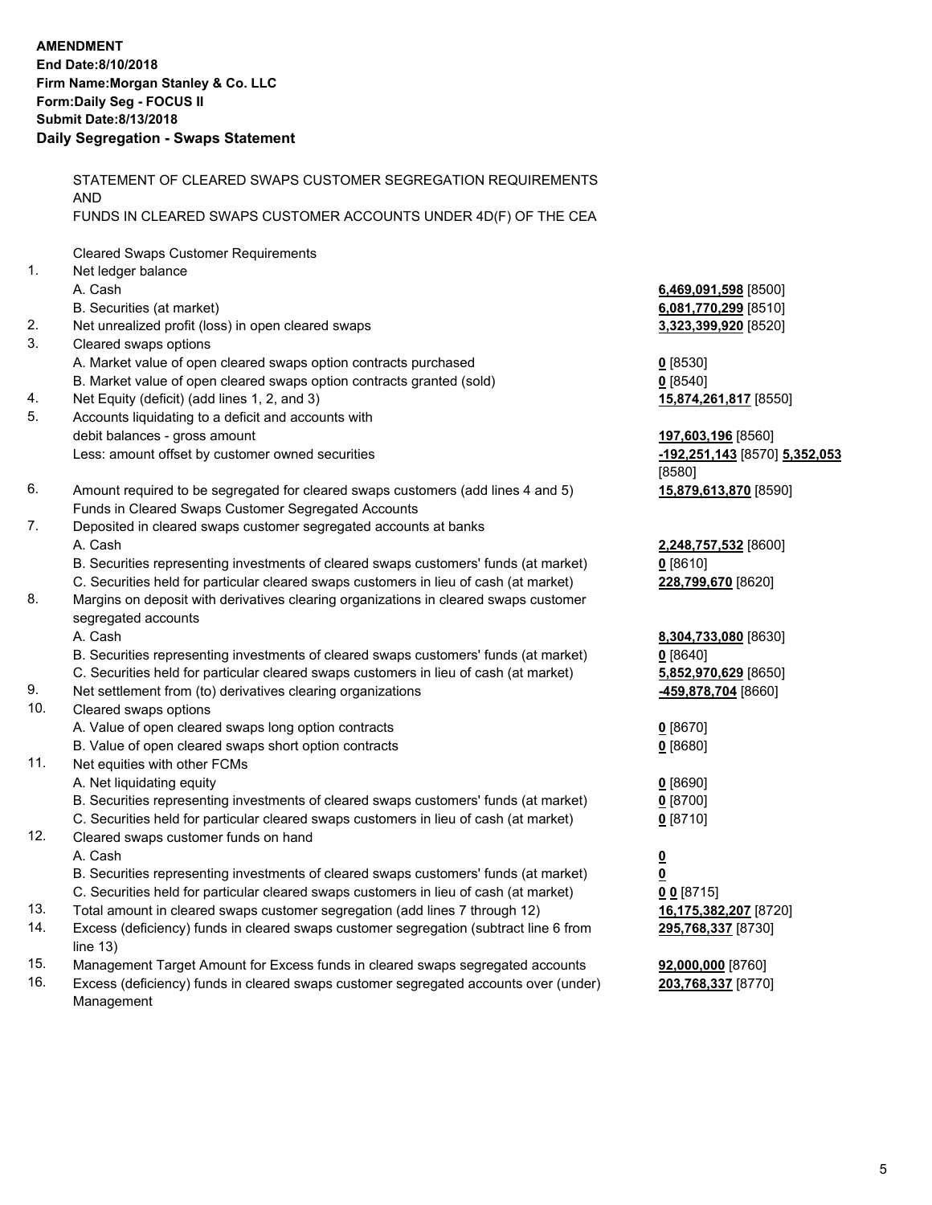**AMENDMENT**
**End Date:8/10/2018**
**Firm Name:Morgan Stanley & Co. LLC**
**Form:Daily Seg - FOCUS II**
**Submit Date:8/13/2018**
**Daily Segregation - Swaps Statement**

STATEMENT OF CLEARED SWAPS CUSTOMER SEGREGATION REQUIREMENTS AND FUNDS IN CLEARED SWAPS CUSTOMER ACCOUNTS UNDER 4D(F) OF THE CEA

| | | |
|---|---|---|
| | Cleared Swaps Customer Requirements | |
| 1. | Net ledger balance | |
| | A. Cash | **6,469,091,598** [8500] |
| | B. Securities (at market) | **6,081,770,299** [8510] |
| 2. | Net unrealized profit (loss) in open cleared swaps | **3,323,399,920** [8520] |
| 3. | Cleared swaps options | |
| | A. Market value of open cleared swaps option contracts purchased | **0** [8530] |
| | B. Market value of open cleared swaps option contracts granted (sold) | **0** [8540] |
| 4. | Net Equity (deficit) (add lines 1, 2, and 3) | **15,874,261,817** [8550] |
| 5. | Accounts liquidating to a deficit and accounts with debit balances - gross amount | **197,603,196** [8560] |
| | Less: amount offset by customer owned securities | **-192,251,143** [8570] **5,352,053** [8580] |
| 6. | Amount required to be segregated for cleared swaps customers (add lines 4 and 5) | **15,879,613,870** [8590] |
| | Funds in Cleared Swaps Customer Segregated Accounts | |
| 7. | Deposited in cleared swaps customer segregated accounts at banks | |
| | A. Cash | **2,248,757,532** [8600] |
| | B. Securities representing investments of cleared swaps customers' funds (at market) | **0** [8610] |
| | C. Securities held for particular cleared swaps customers in lieu of cash (at market) | **228,799,670** [8620] |
| 8. | Margins on deposit with derivatives clearing organizations in cleared swaps customer segregated accounts | |
| | A. Cash | **8,304,733,080** [8630] |
| | B. Securities representing investments of cleared swaps customers' funds (at market) | **0** [8640] |
| | C. Securities held for particular cleared swaps customers in lieu of cash (at market) | **5,852,970,629** [8650] |
| 9. | Net settlement from (to) derivatives clearing organizations | **-459,878,704** [8660] |
| 10. | Cleared swaps options | |
| | A. Value of open cleared swaps long option contracts | **0** [8670] |
| | B. Value of open cleared swaps short option contracts | **0** [8680] |
| 11. | Net equities with other FCMs | |
| | A. Net liquidating equity | **0** [8690] |
| | B. Securities representing investments of cleared swaps customers' funds (at market) | **0** [8700] |
| | C. Securities held for particular cleared swaps customers in lieu of cash (at market) | **0** [8710] |
| 12. | Cleared swaps customer funds on hand | |
| | A. Cash | **0** |
| | B. Securities representing investments of cleared swaps customers' funds (at market) | **0** |
| | C. Securities held for particular cleared swaps customers in lieu of cash (at market) | **0** **0** [8715] |
| 13. | Total amount in cleared swaps customer segregation (add lines 7 through 12) | **16,175,382,207** [8720] |
| 14. | Excess (deficiency) funds in cleared swaps customer segregation (subtract line 6 from line 13) | **295,768,337** [8730] |
| 15. | Management Target Amount for Excess funds in cleared swaps segregated accounts | **92,000,000** [8760] |
| 16. | Excess (deficiency) funds in cleared swaps customer segregated accounts over (under) Management | **203,768,337** [8770] |